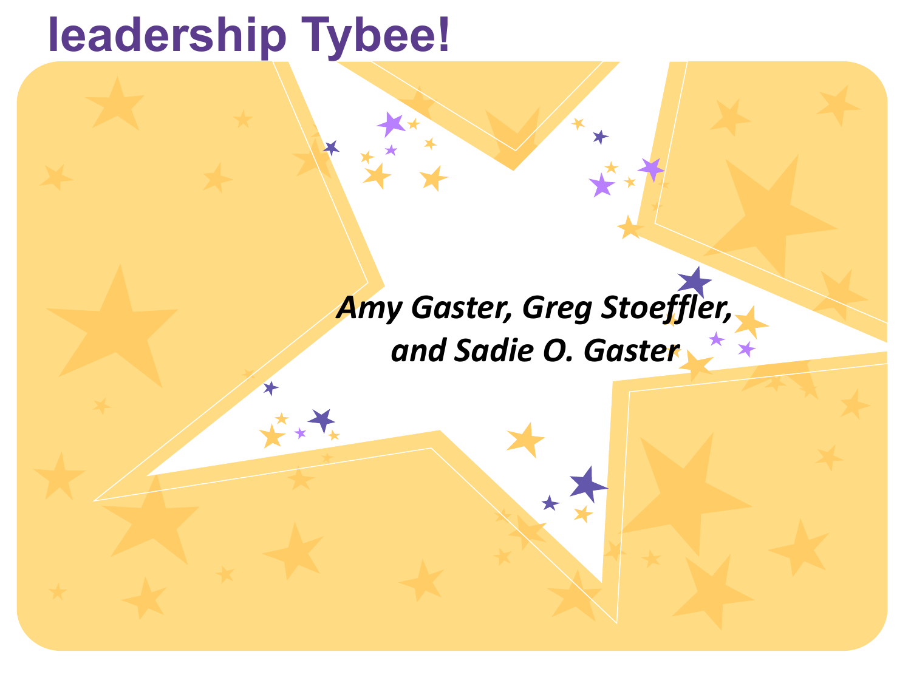# leadership Tybee!

*Amy Gaster, Greg Stoeffler, and Sadie O. Gaster*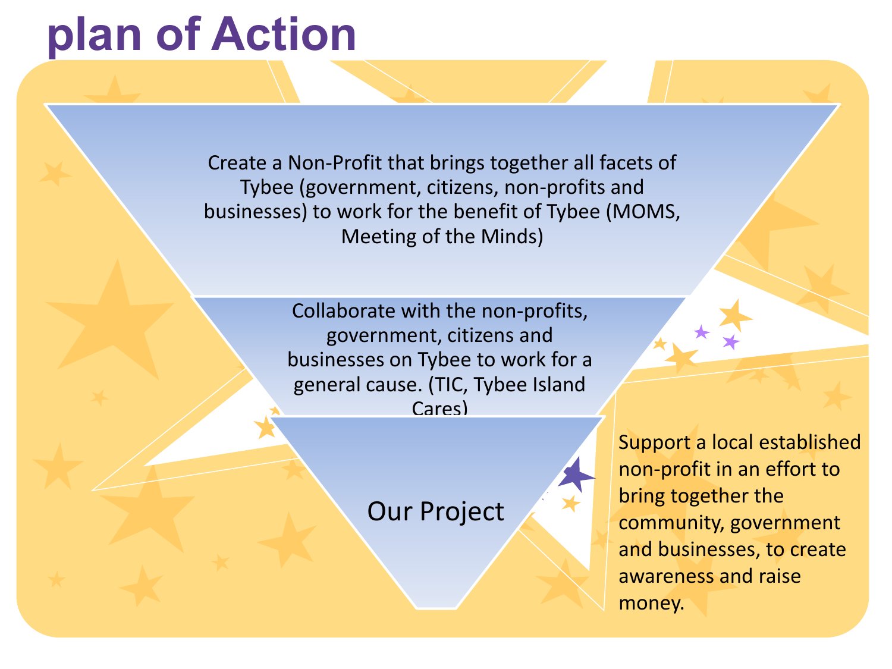# plan of Action

Create a Non-Profit that brings together all facets of Tybee (government, citizens, non-profits and businesses) to work for the benefit of Tybee (MOMS, Meeting of the Minds)

Collaborate with the non-profits, government, citizens and businesses on Tybee to work for a general cause. (TIC, Tybee Island Cares)

Our Project

Support a local established non-profit in an effort to bring together the community, government and businesses, to create awareness and raise money.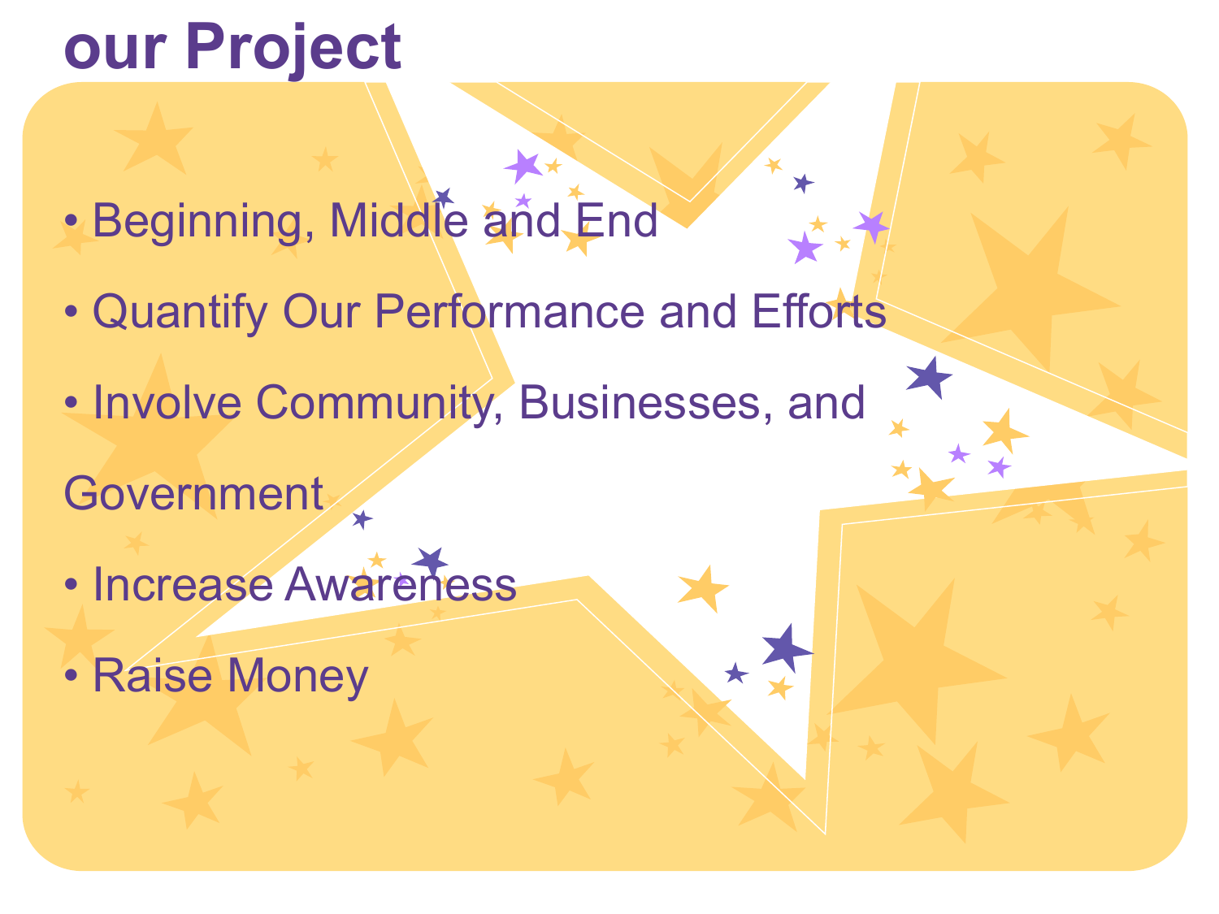# our Project

- Beginning, Middle and End
- Quantify Our Performance and Efforts
- Involve Community, Businesses, and Government
- Increase Awareness
- Raise Money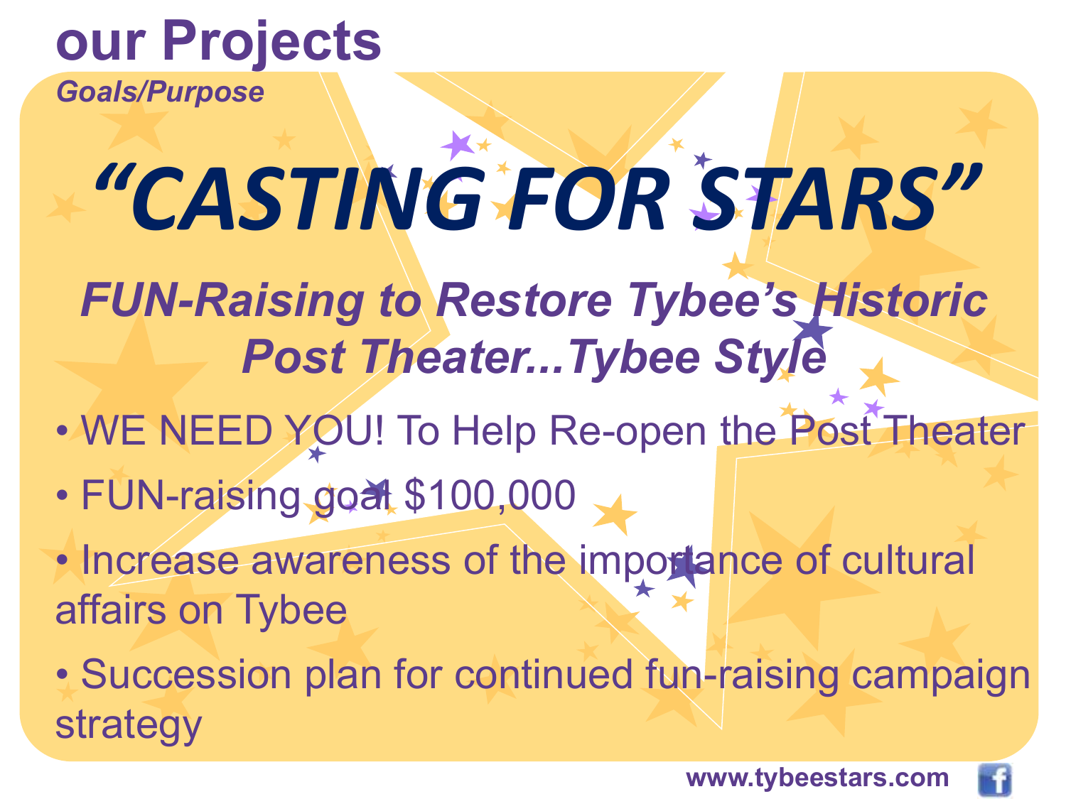# our Projects

*Goals/Purpose*

## "CASTING FOR STARS"

### *FUN-Raising to Restore Tybee's Historic Post Theater...Tybee Style*

- WE NEED YOU! To Help Re-open the Post Theater
- FUN-raising goal $100,000
- Increase awareness of the importance of cultural affairs on Tybee
- Succession plan for continued fun-raising campaign strategy

www.tybeestars.com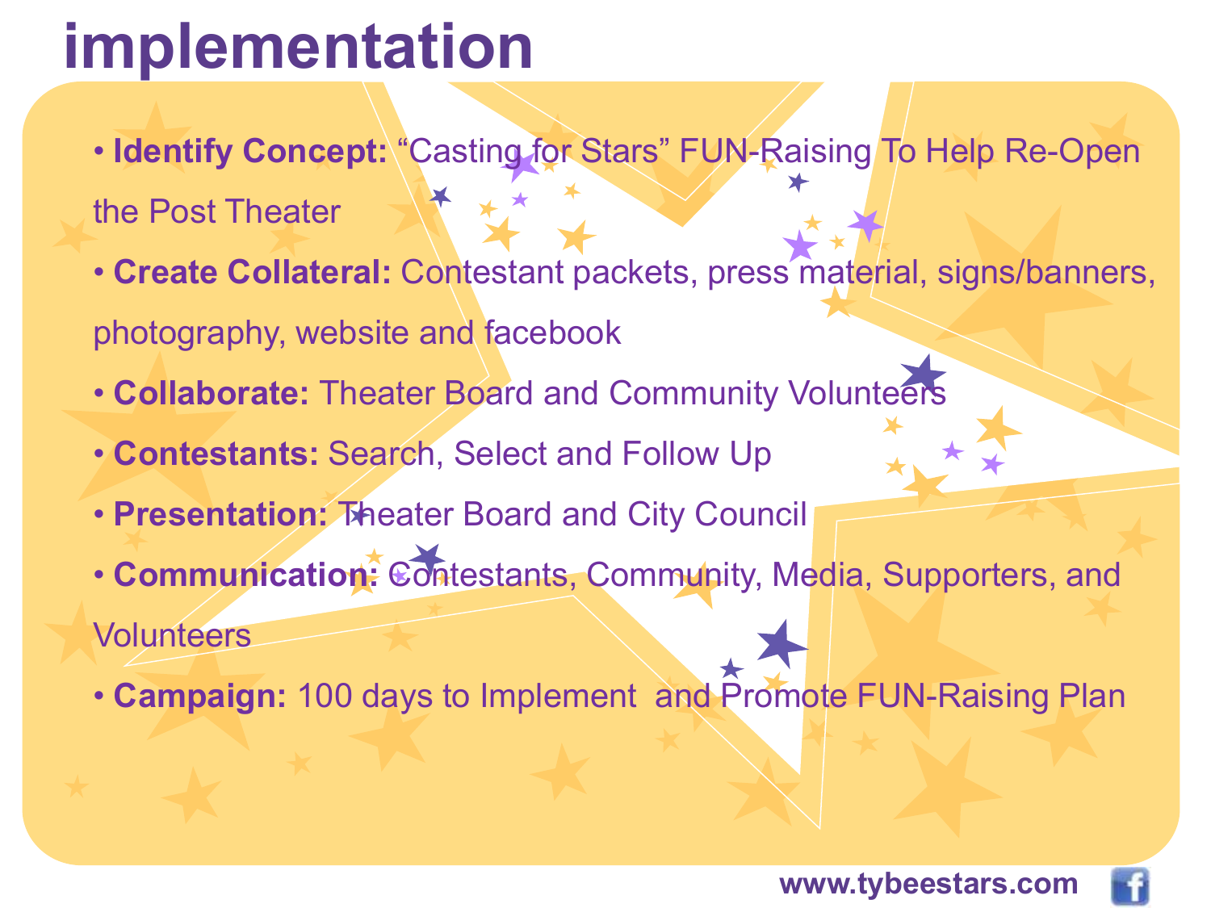# implementation

- **Identify Concept:** "Casting for Stars" FUN-Raising To Help Re-Open the Post Theater
- **Create Collateral:** Contestant packets, press material, signs/banners, photography, website and facebook
- **Collaborate:** Theater Board and Community Volunteers
- **Contestants:** Search, Select and Follow Up
- **Presentation:** Theater Board and City Council
- **Communication:** Contestants, Community, Media, Supporters, and Volunteers
- **Campaign:** 100 days to Implement and Promote FUN-Raising Plan

www.tybeestars.com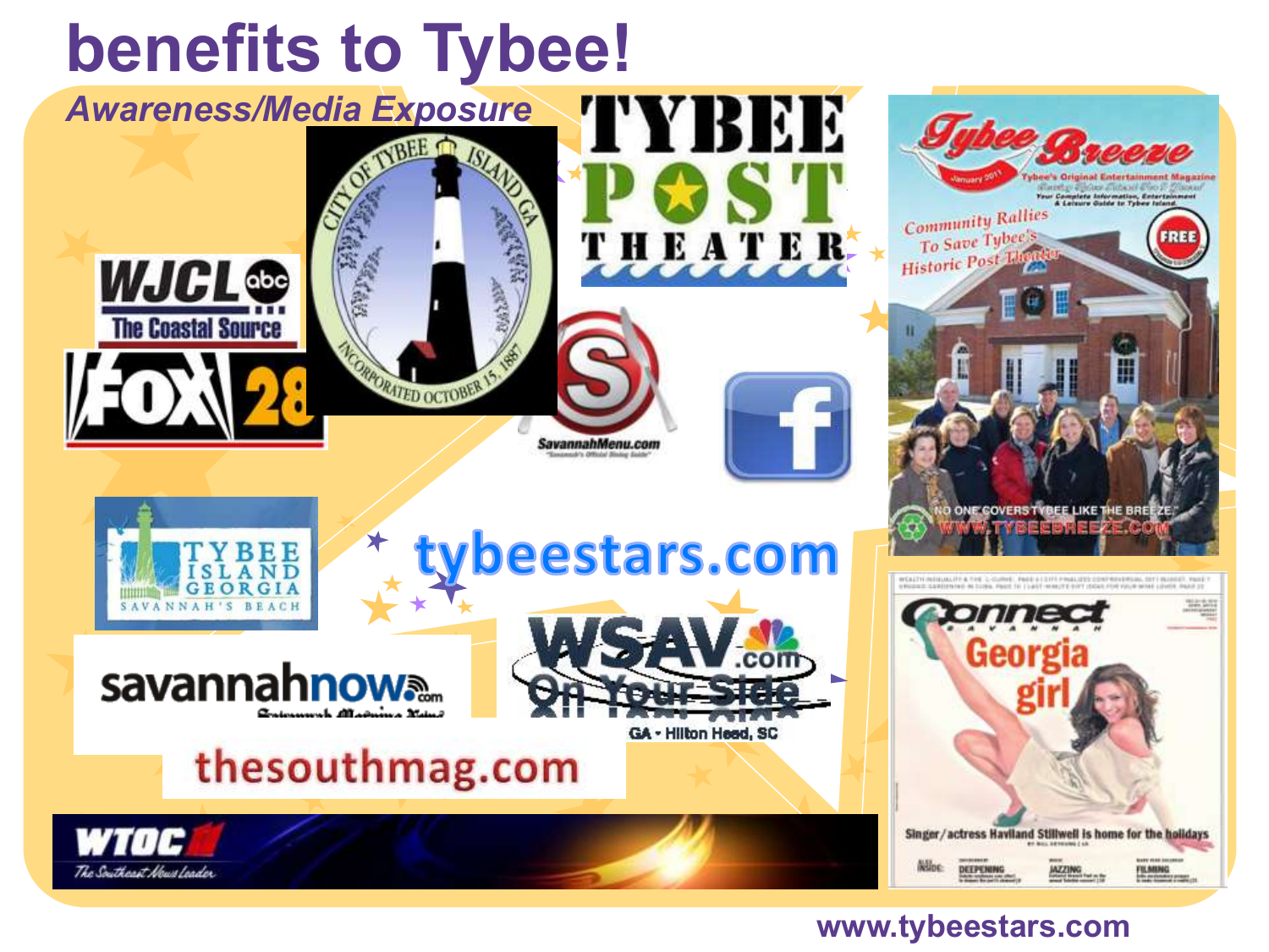# benefits to Tybee!

*Awareness/Media Exposure*

WJCL abc The Coastal Source

FOX 28

CITY OF TYBEE ISLAND GA INCORPORATED OCTOBER 15, 1887

TYBEE POST THEATER

SavannahMenu.com

Tybee Breeze

TYBEE ISLAND GEORGIA SAVANNAH'S BEACH

tybeestars.com

savannahnow.com

WSAV.com On Your Side GA - Hilton Head, SC

Connect Savannah

thesouthmag.com

WTOC 11 The Southeast News Leader

www.tybeestars.com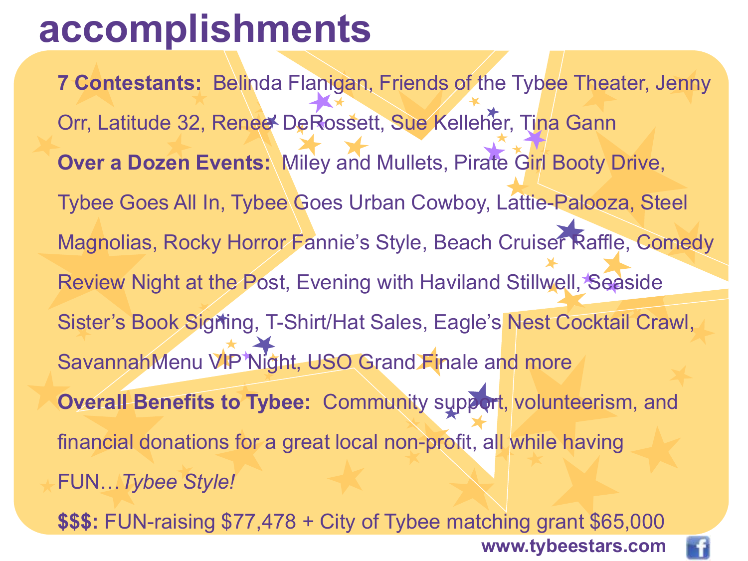# accomplishments

**7 Contestants:** Belinda Flanigan, Friends of the Tybee Theater, Jenny Orr, Latitude 32, Renee' DeRossett, Sue Kelleher, Tina Gann

**Over a Dozen Events:** Miley and Mullets, Pirate Girl Booty Drive, Tybee Goes All In, Tybee Goes Urban Cowboy, Lattie-Palooza, Steel Magnolias, Rocky Horror Fannie's Style, Beach Cruiser Raffle, Comedy Review Night at the Post, Evening with Haviland Stillwell, Seaside Sister's Book Signing, T-Shirt/Hat Sales, Eagle's Nest Cocktail Crawl, SavannahMenu VIP Night, USO Grand Finale and more

**Overall Benefits to Tybee:** Community support, volunteerism, and financial donations for a great local non-profit, all while having FUN…*Tybee Style!*

**$$$:** FUN-raising $77,478 + City of Tybee matching grant $65,000

www.tybeestars.com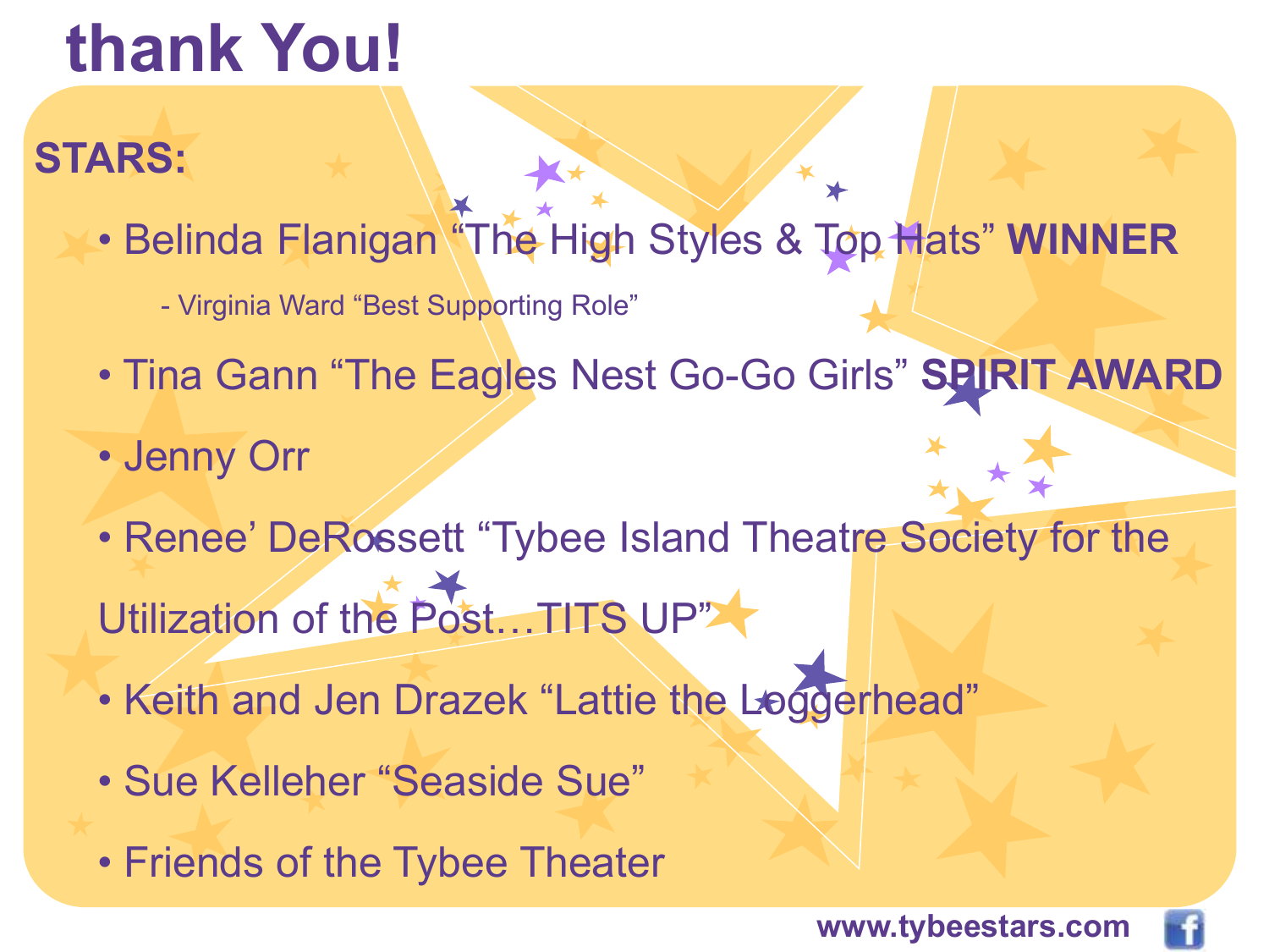# thank You!

**STARS:**

- Belinda Flanigan “The High Styles & Top Hats” **WINNER**
  - Virginia Ward “Best Supporting Role”
- Tina Gann “The Eagles Nest Go-Go Girls” **SPIRIT AWARD**
- Jenny Orr
- Renee’ DeRossett “Tybee Island Theatre Society for the Utilization of the Post…TITS UP”
- Keith and Jen Drazek “Lattie the Loggerhead”
- Sue Kelleher “Seaside Sue”
- Friends of the Tybee Theater

**www.tybeestars.com**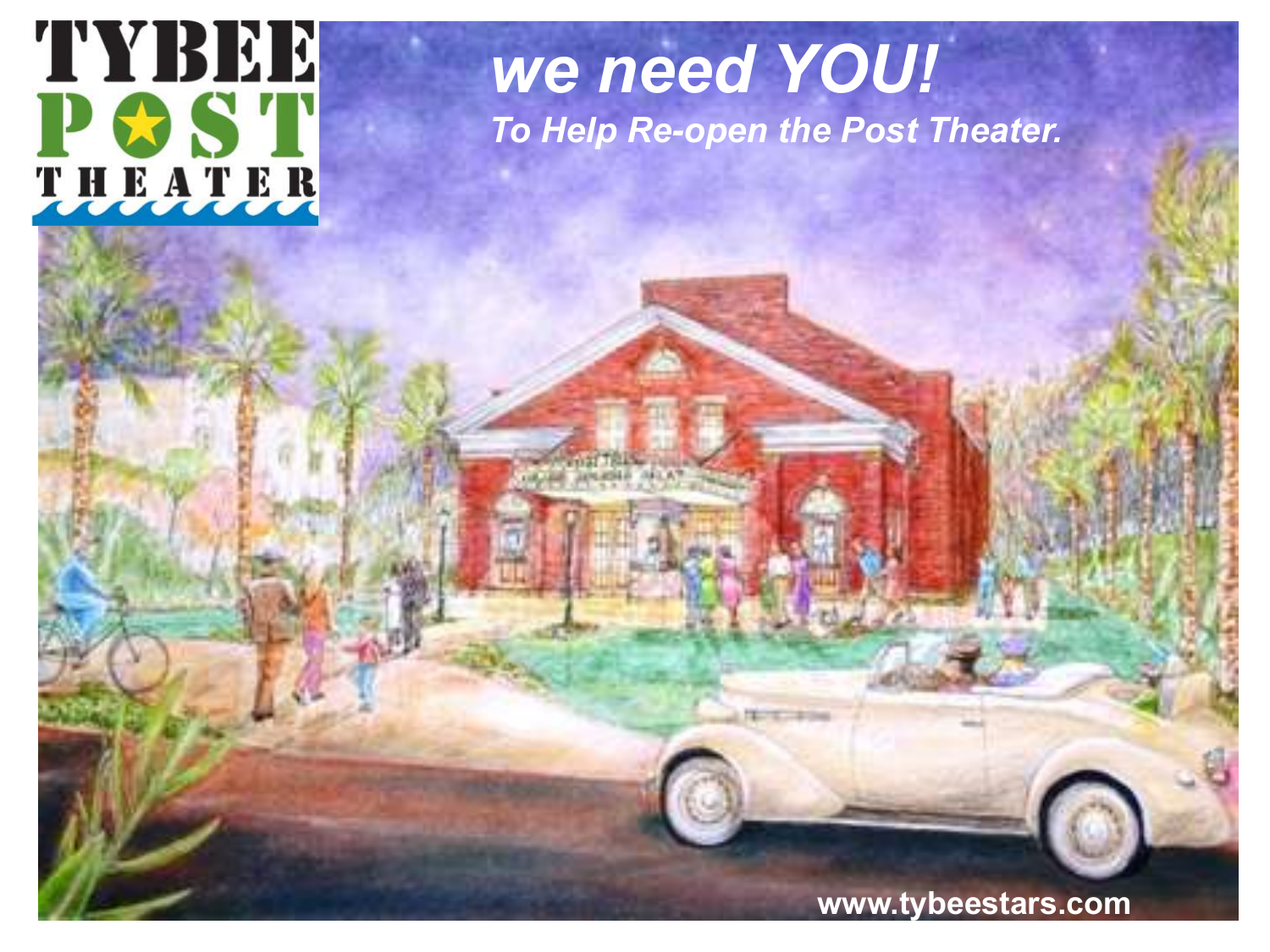TYBEE POST THEATER

# *we need YOU!*

***To Help Re-open the Post Theater.***

**www.tybeestars.com**